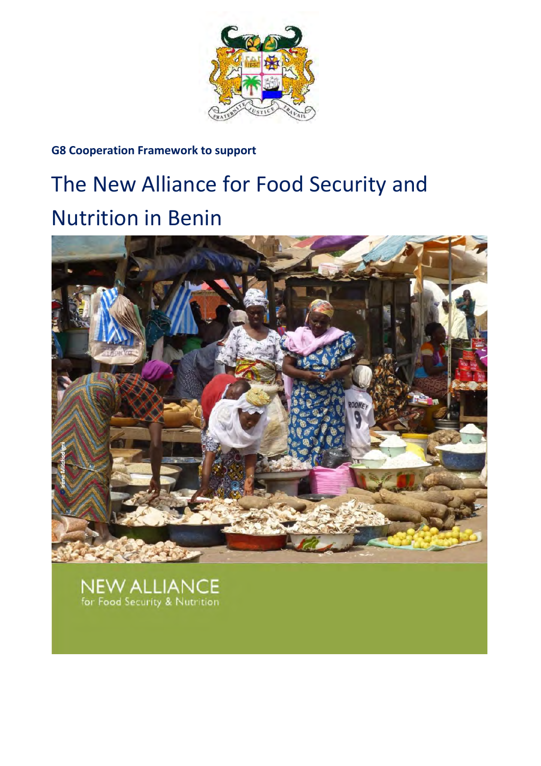**G8 Cooperation Framework to support**

# The New Alliance for Food Security and Nutrition in Benin

NEW ALLIANCE
for Food Security & Nutrition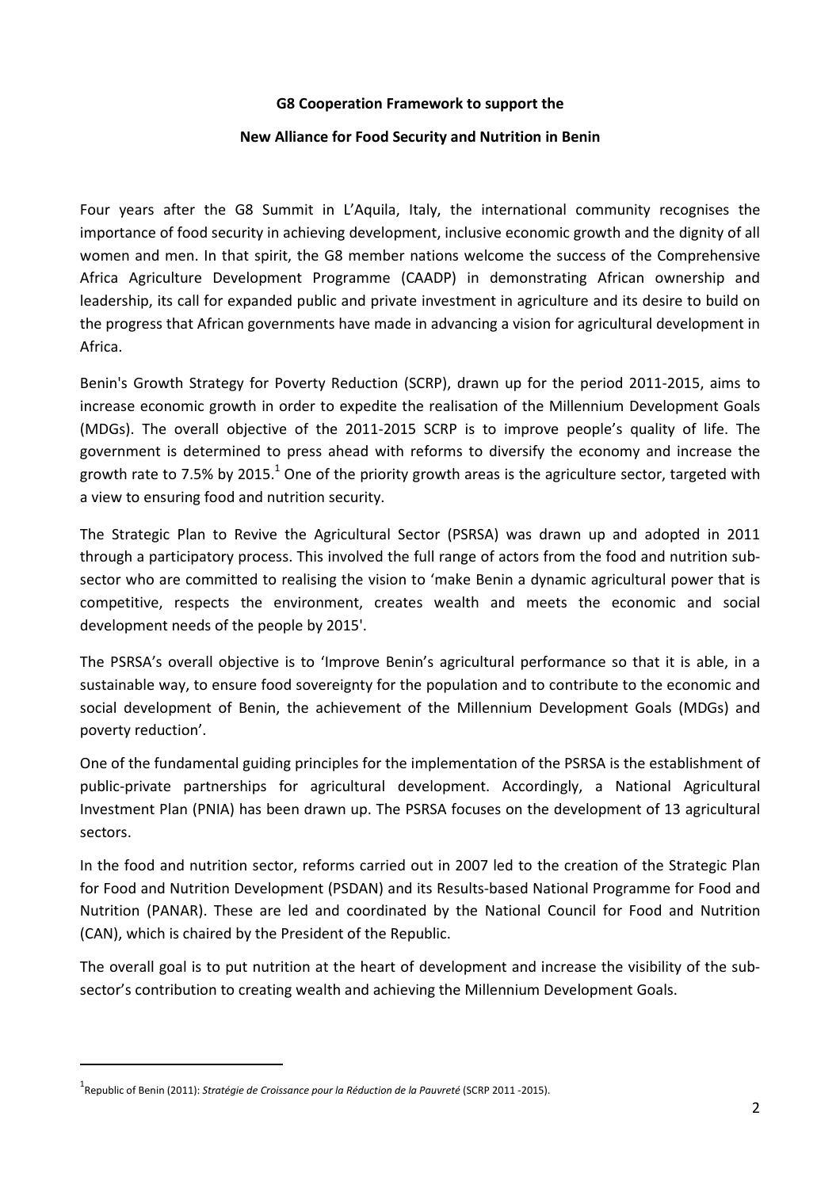**G8 Cooperation Framework to support the**

**New Alliance for Food Security and Nutrition in Benin**

Four years after the G8 Summit in L'Aquila, Italy, the international community recognises the importance of food security in achieving development, inclusive economic growth and the dignity of all women and men. In that spirit, the G8 member nations welcome the success of the Comprehensive Africa Agriculture Development Programme (CAADP) in demonstrating African ownership and leadership, its call for expanded public and private investment in agriculture and its desire to build on the progress that African governments have made in advancing a vision for agricultural development in Africa.

Benin's Growth Strategy for Poverty Reduction (SCRP), drawn up for the period 2011-2015, aims to increase economic growth in order to expedite the realisation of the Millennium Development Goals (MDGs). The overall objective of the 2011-2015 SCRP is to improve people's quality of life. The government is determined to press ahead with reforms to diversify the economy and increase the growth rate to 7.5% by 2015.[1] One of the priority growth areas is the agriculture sector, targeted with a view to ensuring food and nutrition security.

The Strategic Plan to Revive the Agricultural Sector (PSRSA) was drawn up and adopted in 2011 through a participatory process. This involved the full range of actors from the food and nutrition sub-sector who are committed to realising the vision to 'make Benin a dynamic agricultural power that is competitive, respects the environment, creates wealth and meets the economic and social development needs of the people by 2015'.

The PSRSA's overall objective is to 'Improve Benin's agricultural performance so that it is able, in a sustainable way, to ensure food sovereignty for the population and to contribute to the economic and social development of Benin, the achievement of the Millennium Development Goals (MDGs) and poverty reduction'.

One of the fundamental guiding principles for the implementation of the PSRSA is the establishment of public-private partnerships for agricultural development. Accordingly, a National Agricultural Investment Plan (PNIA) has been drawn up. The PSRSA focuses on the development of 13 agricultural sectors.

In the food and nutrition sector, reforms carried out in 2007 led to the creation of the Strategic Plan for Food and Nutrition Development (PSDAN) and its Results-based National Programme for Food and Nutrition (PANAR). These are led and coordinated by the National Council for Food and Nutrition (CAN), which is chaired by the President of the Republic.

The overall goal is to put nutrition at the heart of development and increase the visibility of the sub-sector's contribution to creating wealth and achieving the Millennium Development Goals.

---

[1] Republic of Benin (2011): *Stratégie de Croissance pour la Réduction de la Pauvreté* (SCRP 2011 -2015).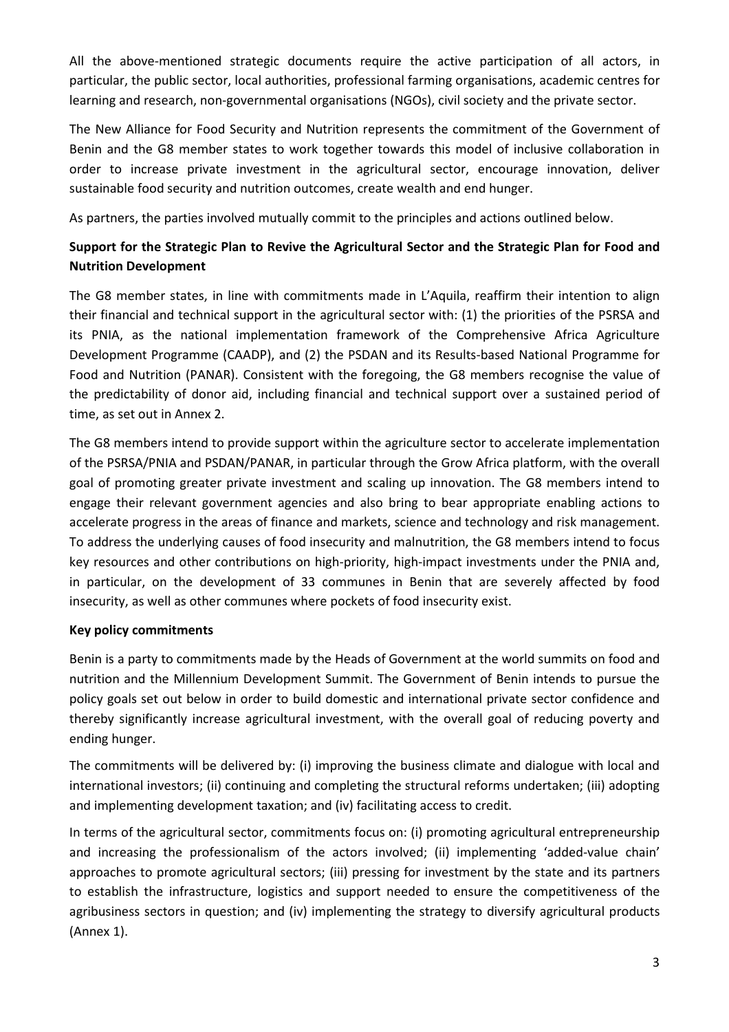All the above-mentioned strategic documents require the active participation of all actors, in particular, the public sector, local authorities, professional farming organisations, academic centres for learning and research, non-governmental organisations (NGOs), civil society and the private sector.

The New Alliance for Food Security and Nutrition represents the commitment of the Government of Benin and the G8 member states to work together towards this model of inclusive collaboration in order to increase private investment in the agricultural sector, encourage innovation, deliver sustainable food security and nutrition outcomes, create wealth and end hunger.

As partners, the parties involved mutually commit to the principles and actions outlined below.

**Support for the Strategic Plan to Revive the Agricultural Sector and the Strategic Plan for Food and Nutrition Development**

The G8 member states, in line with commitments made in L'Aquila, reaffirm their intention to align their financial and technical support in the agricultural sector with: (1) the priorities of the PSRSA and its PNIA, as the national implementation framework of the Comprehensive Africa Agriculture Development Programme (CAADP), and (2) the PSDAN and its Results-based National Programme for Food and Nutrition (PANAR). Consistent with the foregoing, the G8 members recognise the value of the predictability of donor aid, including financial and technical support over a sustained period of time, as set out in Annex 2.

The G8 members intend to provide support within the agriculture sector to accelerate implementation of the PSRSA/PNIA and PSDAN/PANAR, in particular through the Grow Africa platform, with the overall goal of promoting greater private investment and scaling up innovation. The G8 members intend to engage their relevant government agencies and also bring to bear appropriate enabling actions to accelerate progress in the areas of finance and markets, science and technology and risk management. To address the underlying causes of food insecurity and malnutrition, the G8 members intend to focus key resources and other contributions on high-priority, high-impact investments under the PNIA and, in particular, on the development of 33 communes in Benin that are severely affected by food insecurity, as well as other communes where pockets of food insecurity exist.

**Key policy commitments**

Benin is a party to commitments made by the Heads of Government at the world summits on food and nutrition and the Millennium Development Summit. The Government of Benin intends to pursue the policy goals set out below in order to build domestic and international private sector confidence and thereby significantly increase agricultural investment, with the overall goal of reducing poverty and ending hunger.

The commitments will be delivered by: (i) improving the business climate and dialogue with local and international investors; (ii) continuing and completing the structural reforms undertaken; (iii) adopting and implementing development taxation; and (iv) facilitating access to credit.

In terms of the agricultural sector, commitments focus on: (i) promoting agricultural entrepreneurship and increasing the professionalism of the actors involved; (ii) implementing 'added-value chain' approaches to promote agricultural sectors; (iii) pressing for investment by the state and its partners to establish the infrastructure, logistics and support needed to ensure the competitiveness of the agribusiness sectors in question; and (iv) implementing the strategy to diversify agricultural products (Annex 1).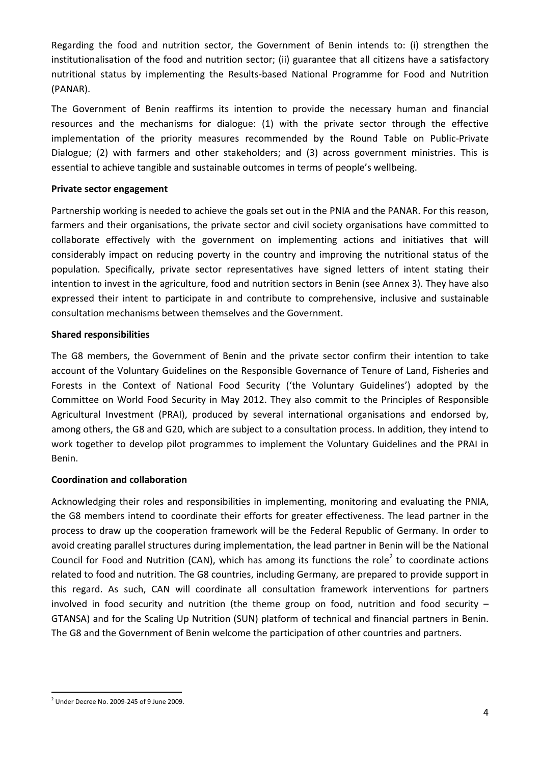Regarding the food and nutrition sector, the Government of Benin intends to: (i) strengthen the institutionalisation of the food and nutrition sector; (ii) guarantee that all citizens have a satisfactory nutritional status by implementing the Results-based National Programme for Food and Nutrition (PANAR).

The Government of Benin reaffirms its intention to provide the necessary human and financial resources and the mechanisms for dialogue: (1) with the private sector through the effective implementation of the priority measures recommended by the Round Table on Public-Private Dialogue; (2) with farmers and other stakeholders; and (3) across government ministries. This is essential to achieve tangible and sustainable outcomes in terms of people's wellbeing.

**Private sector engagement**

Partnership working is needed to achieve the goals set out in the PNIA and the PANAR. For this reason, farmers and their organisations, the private sector and civil society organisations have committed to collaborate effectively with the government on implementing actions and initiatives that will considerably impact on reducing poverty in the country and improving the nutritional status of the population. Specifically, private sector representatives have signed letters of intent stating their intention to invest in the agriculture, food and nutrition sectors in Benin (see Annex 3). They have also expressed their intent to participate in and contribute to comprehensive, inclusive and sustainable consultation mechanisms between themselves and the Government.

**Shared responsibilities**

The G8 members, the Government of Benin and the private sector confirm their intention to take account of the Voluntary Guidelines on the Responsible Governance of Tenure of Land, Fisheries and Forests in the Context of National Food Security ('the Voluntary Guidelines') adopted by the Committee on World Food Security in May 2012. They also commit to the Principles of Responsible Agricultural Investment (PRAI), produced by several international organisations and endorsed by, among others, the G8 and G20, which are subject to a consultation process. In addition, they intend to work together to develop pilot programmes to implement the Voluntary Guidelines and the PRAI in Benin.

**Coordination and collaboration**

Acknowledging their roles and responsibilities in implementing, monitoring and evaluating the PNIA, the G8 members intend to coordinate their efforts for greater effectiveness. The lead partner in the process to draw up the cooperation framework will be the Federal Republic of Germany. In order to avoid creating parallel structures during implementation, the lead partner in Benin will be the National Council for Food and Nutrition (CAN), which has among its functions the role[2] to coordinate actions related to food and nutrition. The G8 countries, including Germany, are prepared to provide support in this regard. As such, CAN will coordinate all consultation framework interventions for partners involved in food security and nutrition (the theme group on food, nutrition and food security – GTANSA) and for the Scaling Up Nutrition (SUN) platform of technical and financial partners in Benin. The G8 and the Government of Benin welcome the participation of other countries and partners.

[2] Under Decree No. 2009-245 of 9 June 2009.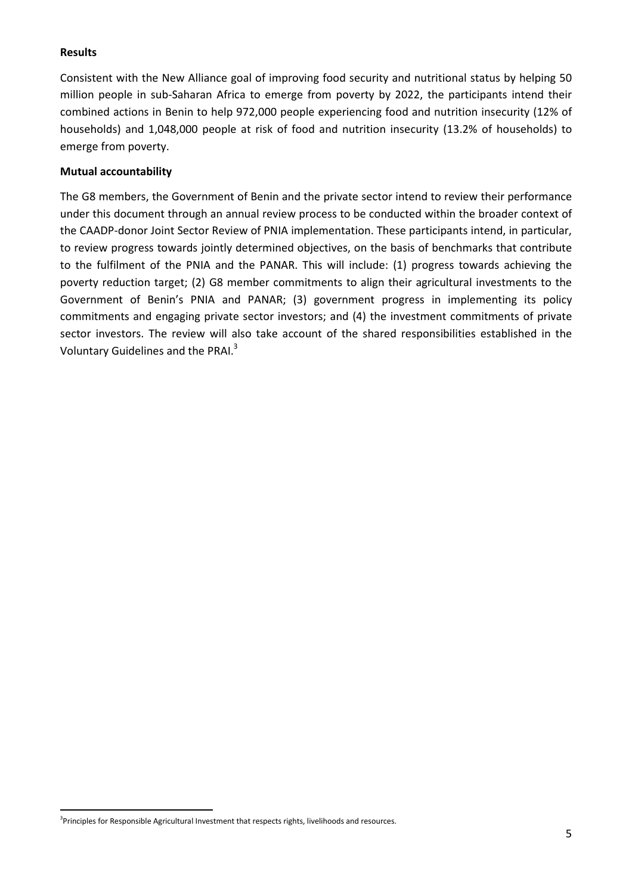**Results**

Consistent with the New Alliance goal of improving food security and nutritional status by helping 50 million people in sub-Saharan Africa to emerge from poverty by 2022, the participants intend their combined actions in Benin to help 972,000 people experiencing food and nutrition insecurity (12% of households) and 1,048,000 people at risk of food and nutrition insecurity (13.2% of households) to emerge from poverty.

**Mutual accountability**

The G8 members, the Government of Benin and the private sector intend to review their performance under this document through an annual review process to be conducted within the broader context of the CAADP-donor Joint Sector Review of PNIA implementation. These participants intend, in particular, to review progress towards jointly determined objectives, on the basis of benchmarks that contribute to the fulfilment of the PNIA and the PANAR. This will include: (1) progress towards achieving the poverty reduction target; (2) G8 member commitments to align their agricultural investments to the Government of Benin's PNIA and PANAR; (3) government progress in implementing its policy commitments and engaging private sector investors; and (4) the investment commitments of private sector investors. The review will also take account of the shared responsibilities established in the Voluntary Guidelines and the PRAI.[3]

[3]Principles for Responsible Agricultural Investment that respects rights, livelihoods and resources.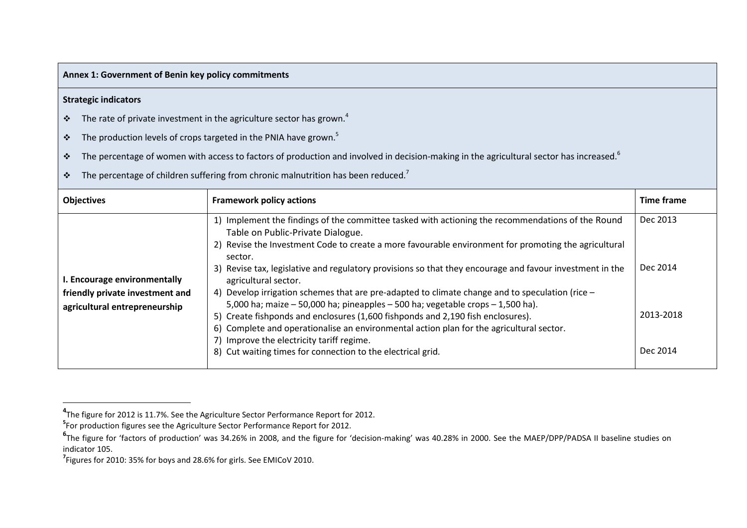**Annex 1: Government of Benin key policy commitments**

**Strategic indicators**

- The rate of private investment in the agriculture sector has grown.[4]
- The production levels of crops targeted in the PNIA have grown.[5]
- The percentage of women with access to factors of production and involved in decision-making in the agricultural sector has increased.[6]
- The percentage of children suffering from chronic malnutrition has been reduced.[7]

| Objectives | Framework policy actions | Time frame |
|---|---|---|
| **I. Encourage environmentally friendly private investment and agricultural entrepreneurship** | 1) Implement the findings of the committee tasked with actioning the recommendations of the Round Table on Public-Private Dialogue.<br>2) Revise the Investment Code to create a more favourable environment for promoting the agricultural sector.<br>3) Revise tax, legislative and regulatory provisions so that they encourage and favour investment in the agricultural sector.<br>4) Develop irrigation schemes that are pre-adapted to climate change and to speculation (rice – 5,000 ha; maize – 50,000 ha; pineapples – 500 ha; vegetable crops – 1,500 ha).<br>5) Create fishponds and enclosures (1,600 fishponds and 2,190 fish enclosures).<br>6) Complete and operationalise an environmental action plan for the agricultural sector.<br>7) Improve the electricity tariff regime.<br>8) Cut waiting times for connection to the electrical grid. | Dec 2013<br><br>Dec 2014<br><br>2013-2018<br><br>Dec 2014 |

[4] The figure for 2012 is 11.7%. See the Agriculture Sector Performance Report for 2012.

[5] For production figures see the Agriculture Sector Performance Report for 2012.

[6] The figure for 'factors of production' was 34.26% in 2008, and the figure for 'decision-making' was 40.28% in 2000. See the MAEP/DPP/PADSA II baseline studies on indicator 105.

[7] Figures for 2010: 35% for boys and 28.6% for girls. See EMICoV 2010.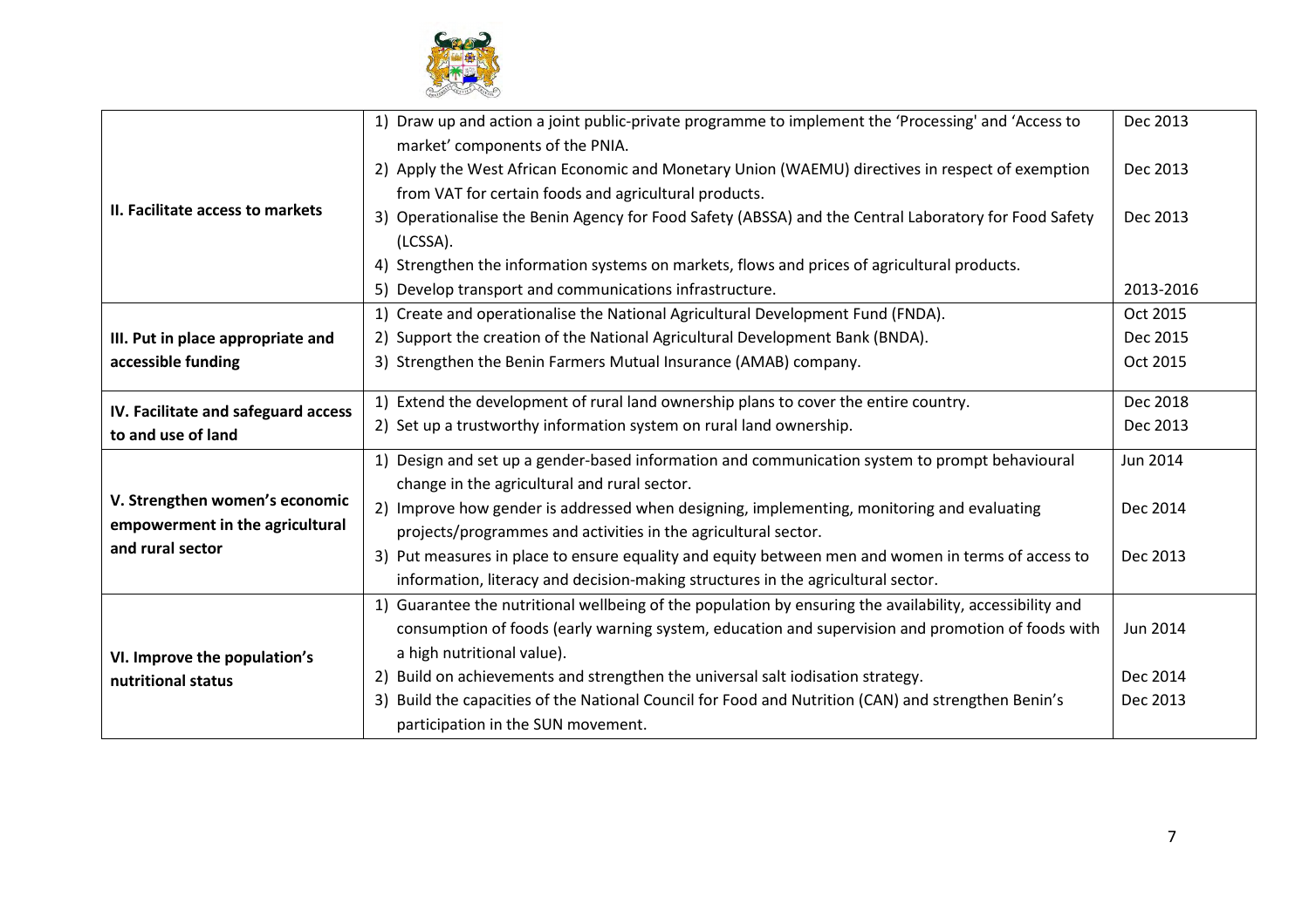| | | |
|---|---|---|
| **II. Facilitate access to markets** | 1) Draw up and action a joint public-private programme to implement the 'Processing' and 'Access to market' components of the PNIA.<br>2) Apply the West African Economic and Monetary Union (WAEMU) directives in respect of exemption from VAT for certain foods and agricultural products.<br>3) Operationalise the Benin Agency for Food Safety (ABSSA) and the Central Laboratory for Food Safety (LCSSA).<br>4) Strengthen the information systems on markets, flows and prices of agricultural products.<br>5) Develop transport and communications infrastructure. | Dec 2013<br>Dec 2013<br>Dec 2013<br><br>2013-2016 |
| **III. Put in place appropriate and accessible funding** | 1) Create and operationalise the National Agricultural Development Fund (FNDA).<br>2) Support the creation of the National Agricultural Development Bank (BNDA).<br>3) Strengthen the Benin Farmers Mutual Insurance (AMAB) company. | Oct 2015<br>Dec 2015<br>Oct 2015 |
| **IV. Facilitate and safeguard access to and use of land** | 1) Extend the development of rural land ownership plans to cover the entire country.<br>2) Set up a trustworthy information system on rural land ownership. | Dec 2018<br>Dec 2013 |
| **V. Strengthen women's economic empowerment in the agricultural and rural sector** | 1) Design and set up a gender-based information and communication system to prompt behavioural change in the agricultural and rural sector.<br>2) Improve how gender is addressed when designing, implementing, monitoring and evaluating projects/programmes and activities in the agricultural sector.<br>3) Put measures in place to ensure equality and equity between men and women in terms of access to information, literacy and decision-making structures in the agricultural sector. | Jun 2014<br>Dec 2014<br>Dec 2013 |
| **VI. Improve the population's nutritional status** | 1) Guarantee the nutritional wellbeing of the population by ensuring the availability, accessibility and consumption of foods (early warning system, education and supervision and promotion of foods with a high nutritional value).<br>2) Build on achievements and strengthen the universal salt iodisation strategy.<br>3) Build the capacities of the National Council for Food and Nutrition (CAN) and strengthen Benin's participation in the SUN movement. | Jun 2014<br>Dec 2014<br>Dec 2013 |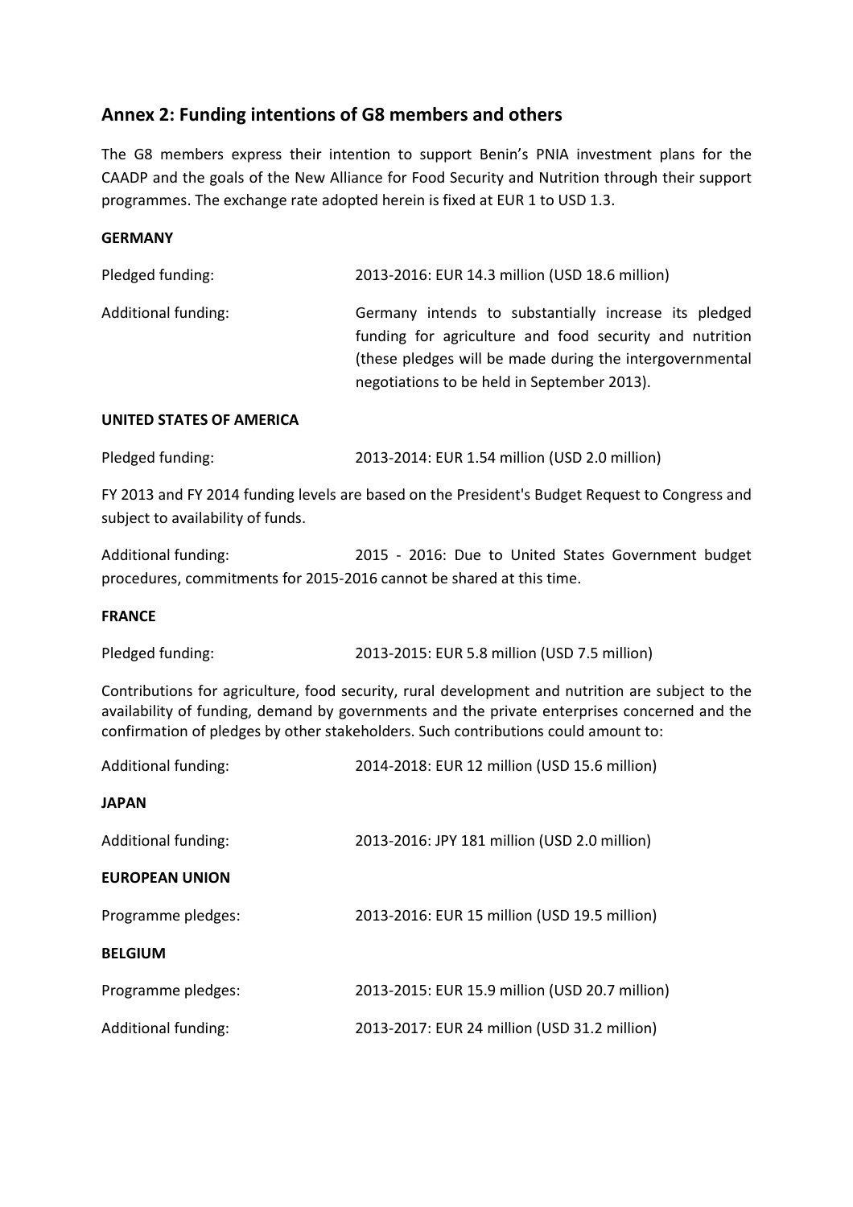## Annex 2: Funding intentions of G8 members and others

The G8 members express their intention to support Benin's PNIA investment plans for the CAADP and the goals of the New Alliance for Food Security and Nutrition through their support programmes. The exchange rate adopted herein is fixed at EUR 1 to USD 1.3.

**GERMANY**

Pledged funding: 2013-2016: EUR 14.3 million (USD 18.6 million)

Additional funding: Germany intends to substantially increase its pledged funding for agriculture and food security and nutrition (these pledges will be made during the intergovernmental negotiations to be held in September 2013).

**UNITED STATES OF AMERICA**

Pledged funding: 2013-2014: EUR 1.54 million (USD 2.0 million)

FY 2013 and FY 2014 funding levels are based on the President's Budget Request to Congress and subject to availability of funds.

Additional funding: 2015 - 2016: Due to United States Government budget procedures, commitments for 2015-2016 cannot be shared at this time.

**FRANCE**

Pledged funding: 2013-2015: EUR 5.8 million (USD 7.5 million)

Contributions for agriculture, food security, rural development and nutrition are subject to the availability of funding, demand by governments and the private enterprises concerned and the confirmation of pledges by other stakeholders. Such contributions could amount to:

Additional funding: 2014-2018: EUR 12 million (USD 15.6 million)

**JAPAN**

Additional funding: 2013-2016: JPY 181 million (USD 2.0 million)

**EUROPEAN UNION**

Programme pledges: 2013-2016: EUR 15 million (USD 19.5 million)

**BELGIUM**

Programme pledges: 2013-2015: EUR 15.9 million (USD 20.7 million)

Additional funding: 2013-2017: EUR 24 million (USD 31.2 million)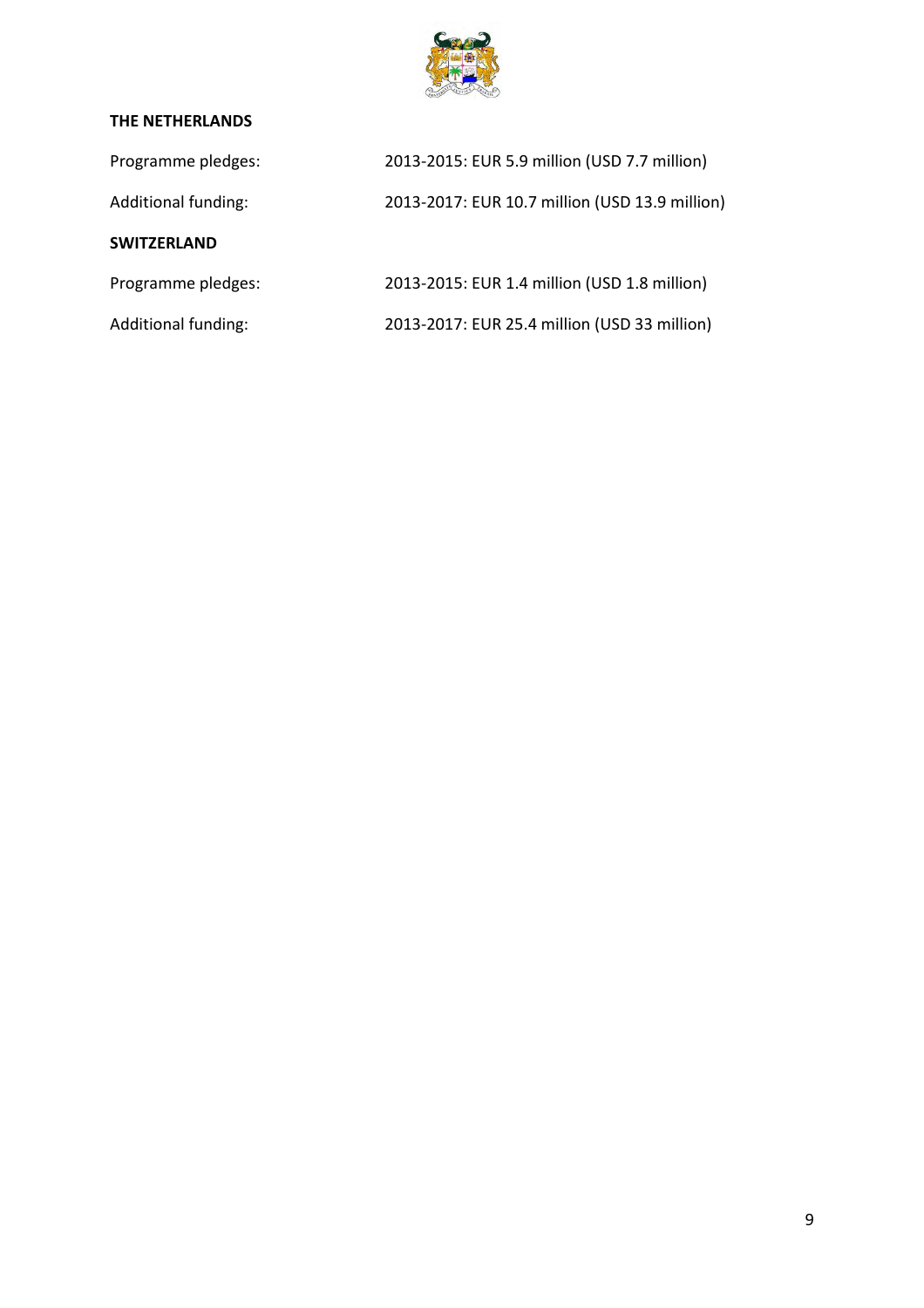**THE NETHERLANDS**

Programme pledges: 2013-2015: EUR 5.9 million (USD 7.7 million)

Additional funding: 2013-2017: EUR 10.7 million (USD 13.9 million)

**SWITZERLAND**

Programme pledges: 2013-2015: EUR 1.4 million (USD 1.8 million)

Additional funding: 2013-2017: EUR 25.4 million (USD 33 million)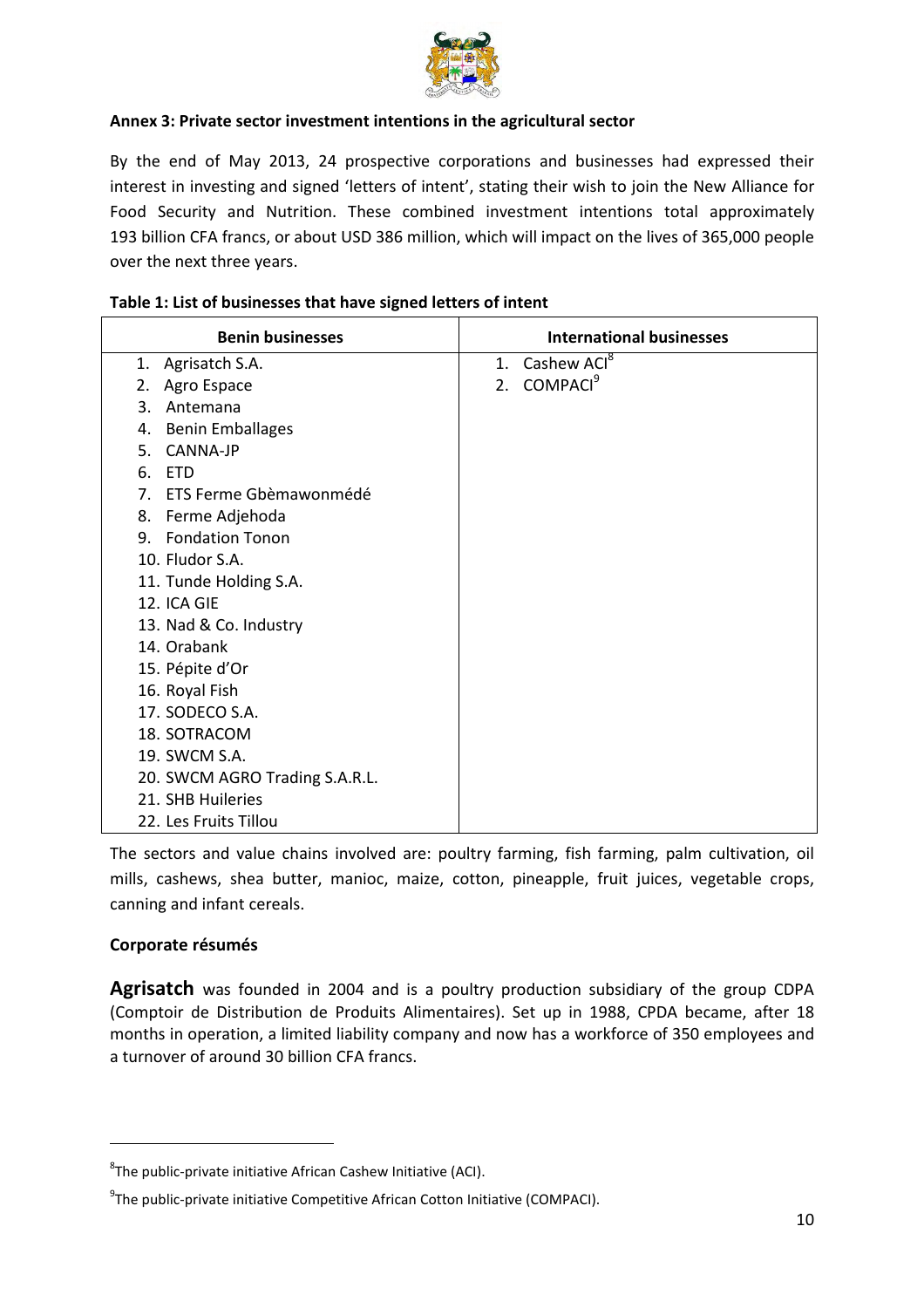**Annex 3: Private sector investment intentions in the agricultural sector**

By the end of May 2013, 24 prospective corporations and businesses had expressed their interest in investing and signed 'letters of intent', stating their wish to join the New Alliance for Food Security and Nutrition. These combined investment intentions total approximately 193 billion CFA francs, or about USD 386 million, which will impact on the lives of 365,000 people over the next three years.

**Table 1: List of businesses that have signed letters of intent**

| Benin businesses | International businesses |
|---|---|
| 1. Agrisatch S.A. | 1. Cashew ACI[8] |
| 2. Agro Espace | 2. COMPACI[9] |
| 3. Antemana | |
| 4. Benin Emballages | |
| 5. CANNA-JP | |
| 6. ETD | |
| 7. ETS Ferme Gbèmawonmédé | |
| 8. Ferme Adjehoda | |
| 9. Fondation Tonon | |
| 10. Fludor S.A. | |
| 11. Tunde Holding S.A. | |
| 12. ICA GIE | |
| 13. Nad & Co. Industry | |
| 14. Orabank | |
| 15. Pépite d'Or | |
| 16. Royal Fish | |
| 17. SODECO S.A. | |
| 18. SOTRACOM | |
| 19. SWCM S.A. | |
| 20. SWCM AGRO Trading S.A.R.L. | |
| 21. SHB Huileries | |
| 22. Les Fruits Tillou | |

The sectors and value chains involved are: poultry farming, fish farming, palm cultivation, oil mills, cashews, shea butter, manioc, maize, cotton, pineapple, fruit juices, vegetable crops, canning and infant cereals.

**Corporate résumés**

**Agrisatch** was founded in 2004 and is a poultry production subsidiary of the group CDPA (Comptoir de Distribution de Produits Alimentaires). Set up in 1988, CPDA became, after 18 months in operation, a limited liability company and now has a workforce of 350 employees and a turnover of around 30 billion CFA francs.

[8] The public-private initiative African Cashew Initiative (ACI).

[9] The public-private initiative Competitive African Cotton Initiative (COMPACI).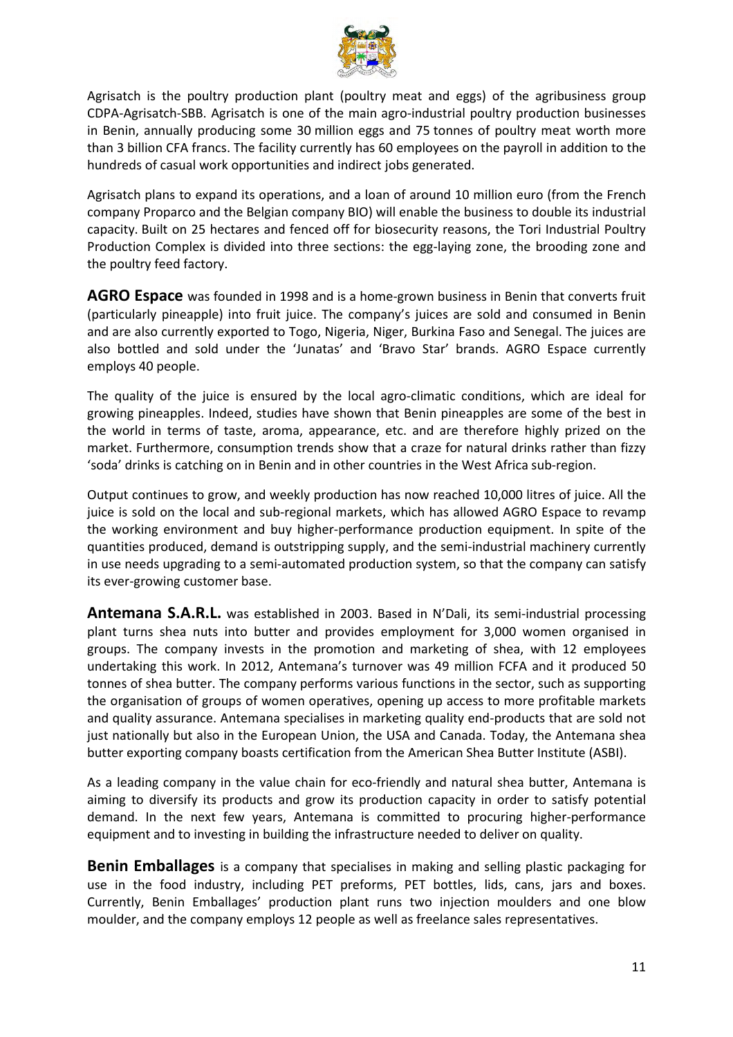Agrisatch is the poultry production plant (poultry meat and eggs) of the agribusiness group CDPA-Agrisatch-SBB. Agrisatch is one of the main agro-industrial poultry production businesses in Benin, annually producing some 30 million eggs and 75 tonnes of poultry meat worth more than 3 billion CFA francs. The facility currently has 60 employees on the payroll in addition to the hundreds of casual work opportunities and indirect jobs generated.

Agrisatch plans to expand its operations, and a loan of around 10 million euro (from the French company Proparco and the Belgian company BIO) will enable the business to double its industrial capacity. Built on 25 hectares and fenced off for biosecurity reasons, the Tori Industrial Poultry Production Complex is divided into three sections: the egg-laying zone, the brooding zone and the poultry feed factory.

**AGRO Espace** was founded in 1998 and is a home-grown business in Benin that converts fruit (particularly pineapple) into fruit juice. The company's juices are sold and consumed in Benin and are also currently exported to Togo, Nigeria, Niger, Burkina Faso and Senegal. The juices are also bottled and sold under the 'Junatas' and 'Bravo Star' brands. AGRO Espace currently employs 40 people.

The quality of the juice is ensured by the local agro-climatic conditions, which are ideal for growing pineapples. Indeed, studies have shown that Benin pineapples are some of the best in the world in terms of taste, aroma, appearance, etc. and are therefore highly prized on the market. Furthermore, consumption trends show that a craze for natural drinks rather than fizzy 'soda' drinks is catching on in Benin and in other countries in the West Africa sub-region.

Output continues to grow, and weekly production has now reached 10,000 litres of juice. All the juice is sold on the local and sub-regional markets, which has allowed AGRO Espace to revamp the working environment and buy higher-performance production equipment. In spite of the quantities produced, demand is outstripping supply, and the semi-industrial machinery currently in use needs upgrading to a semi-automated production system, so that the company can satisfy its ever-growing customer base.

**Antemana S.A.R.L.** was established in 2003. Based in N'Dali, its semi-industrial processing plant turns shea nuts into butter and provides employment for 3,000 women organised in groups. The company invests in the promotion and marketing of shea, with 12 employees undertaking this work. In 2012, Antemana's turnover was 49 million FCFA and it produced 50 tonnes of shea butter. The company performs various functions in the sector, such as supporting the organisation of groups of women operatives, opening up access to more profitable markets and quality assurance. Antemana specialises in marketing quality end-products that are sold not just nationally but also in the European Union, the USA and Canada. Today, the Antemana shea butter exporting company boasts certification from the American Shea Butter Institute (ASBI).

As a leading company in the value chain for eco-friendly and natural shea butter, Antemana is aiming to diversify its products and grow its production capacity in order to satisfy potential demand. In the next few years, Antemana is committed to procuring higher-performance equipment and to investing in building the infrastructure needed to deliver on quality.

**Benin Emballages** is a company that specialises in making and selling plastic packaging for use in the food industry, including PET preforms, PET bottles, lids, cans, jars and boxes. Currently, Benin Emballages' production plant runs two injection moulders and one blow moulder, and the company employs 12 people as well as freelance sales representatives.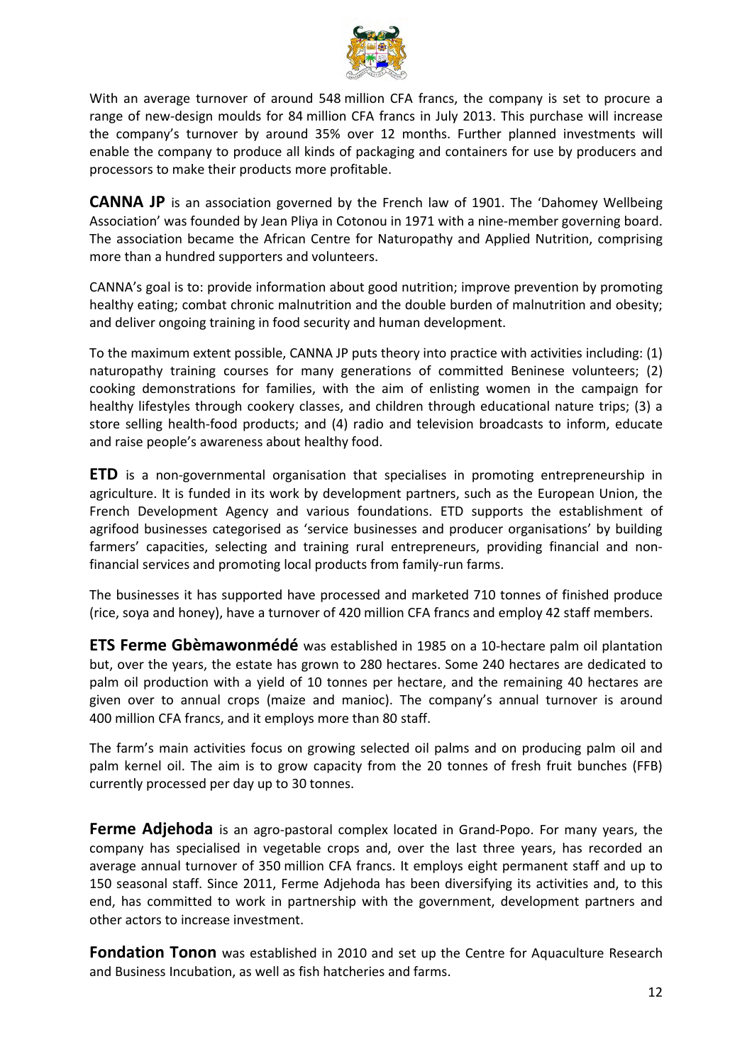With an average turnover of around 548 million CFA francs, the company is set to procure a range of new-design moulds for 84 million CFA francs in July 2013. This purchase will increase the company's turnover by around 35% over 12 months. Further planned investments will enable the company to produce all kinds of packaging and containers for use by producers and processors to make their products more profitable.

**CANNA JP** is an association governed by the French law of 1901. The 'Dahomey Wellbeing Association' was founded by Jean Pliya in Cotonou in 1971 with a nine-member governing board. The association became the African Centre for Naturopathy and Applied Nutrition, comprising more than a hundred supporters and volunteers.

CANNA's goal is to: provide information about good nutrition; improve prevention by promoting healthy eating; combat chronic malnutrition and the double burden of malnutrition and obesity; and deliver ongoing training in food security and human development.

To the maximum extent possible, CANNA JP puts theory into practice with activities including: (1) naturopathy training courses for many generations of committed Beninese volunteers; (2) cooking demonstrations for families, with the aim of enlisting women in the campaign for healthy lifestyles through cookery classes, and children through educational nature trips; (3) a store selling health-food products; and (4) radio and television broadcasts to inform, educate and raise people's awareness about healthy food.

**ETD** is a non-governmental organisation that specialises in promoting entrepreneurship in agriculture. It is funded in its work by development partners, such as the European Union, the French Development Agency and various foundations. ETD supports the establishment of agrifood businesses categorised as 'service businesses and producer organisations' by building farmers' capacities, selecting and training rural entrepreneurs, providing financial and non-financial services and promoting local products from family-run farms.

The businesses it has supported have processed and marketed 710 tonnes of finished produce (rice, soya and honey), have a turnover of 420 million CFA francs and employ 42 staff members.

**ETS Ferme Gbèmawonmédé** was established in 1985 on a 10-hectare palm oil plantation but, over the years, the estate has grown to 280 hectares. Some 240 hectares are dedicated to palm oil production with a yield of 10 tonnes per hectare, and the remaining 40 hectares are given over to annual crops (maize and manioc). The company's annual turnover is around 400 million CFA francs, and it employs more than 80 staff.

The farm's main activities focus on growing selected oil palms and on producing palm oil and palm kernel oil. The aim is to grow capacity from the 20 tonnes of fresh fruit bunches (FFB) currently processed per day up to 30 tonnes.

**Ferme Adjehoda** is an agro-pastoral complex located in Grand-Popo. For many years, the company has specialised in vegetable crops and, over the last three years, has recorded an average annual turnover of 350 million CFA francs. It employs eight permanent staff and up to 150 seasonal staff. Since 2011, Ferme Adjehoda has been diversifying its activities and, to this end, has committed to work in partnership with the government, development partners and other actors to increase investment.

**Fondation Tonon** was established in 2010 and set up the Centre for Aquaculture Research and Business Incubation, as well as fish hatcheries and farms.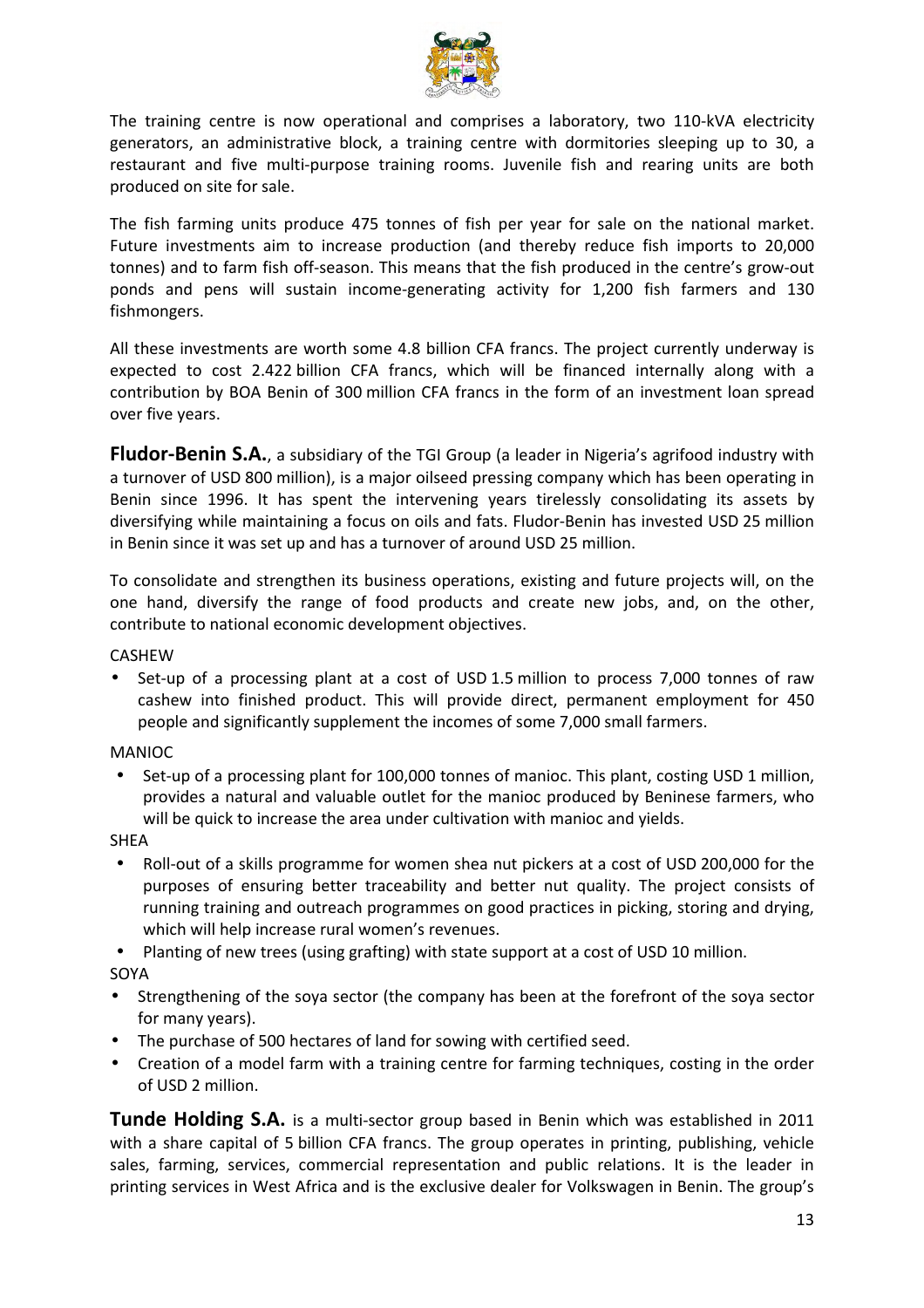The training centre is now operational and comprises a laboratory, two 110-kVA electricity generators, an administrative block, a training centre with dormitories sleeping up to 30, a restaurant and five multi-purpose training rooms. Juvenile fish and rearing units are both produced on site for sale.

The fish farming units produce 475 tonnes of fish per year for sale on the national market. Future investments aim to increase production (and thereby reduce fish imports to 20,000 tonnes) and to farm fish off-season. This means that the fish produced in the centre's grow-out ponds and pens will sustain income-generating activity for 1,200 fish farmers and 130 fishmongers.

All these investments are worth some 4.8 billion CFA francs. The project currently underway is expected to cost 2.422 billion CFA francs, which will be financed internally along with a contribution by BOA Benin of 300 million CFA francs in the form of an investment loan spread over five years.

**Fludor-Benin S.A.**, a subsidiary of the TGI Group (a leader in Nigeria's agrifood industry with a turnover of USD 800 million), is a major oilseed pressing company which has been operating in Benin since 1996. It has spent the intervening years tirelessly consolidating its assets by diversifying while maintaining a focus on oils and fats. Fludor-Benin has invested USD 25 million in Benin since it was set up and has a turnover of around USD 25 million.

To consolidate and strengthen its business operations, existing and future projects will, on the one hand, diversify the range of food products and create new jobs, and, on the other, contribute to national economic development objectives.

CASHEW

- Set-up of a processing plant at a cost of USD 1.5 million to process 7,000 tonnes of raw cashew into finished product. This will provide direct, permanent employment for 450 people and significantly supplement the incomes of some 7,000 small farmers.

MANIOC

- Set-up of a processing plant for 100,000 tonnes of manioc. This plant, costing USD 1 million, provides a natural and valuable outlet for the manioc produced by Beninese farmers, who will be quick to increase the area under cultivation with manioc and yields.

SHEA

- Roll-out of a skills programme for women shea nut pickers at a cost of USD 200,000 for the purposes of ensuring better traceability and better nut quality. The project consists of running training and outreach programmes on good practices in picking, storing and drying, which will help increase rural women's revenues.
- Planting of new trees (using grafting) with state support at a cost of USD 10 million.

SOYA

- Strengthening of the soya sector (the company has been at the forefront of the soya sector for many years).
- The purchase of 500 hectares of land for sowing with certified seed.
- Creation of a model farm with a training centre for farming techniques, costing in the order of USD 2 million.

**Tunde Holding S.A.** is a multi-sector group based in Benin which was established in 2011 with a share capital of 5 billion CFA francs. The group operates in printing, publishing, vehicle sales, farming, services, commercial representation and public relations. It is the leader in printing services in West Africa and is the exclusive dealer for Volkswagen in Benin. The group's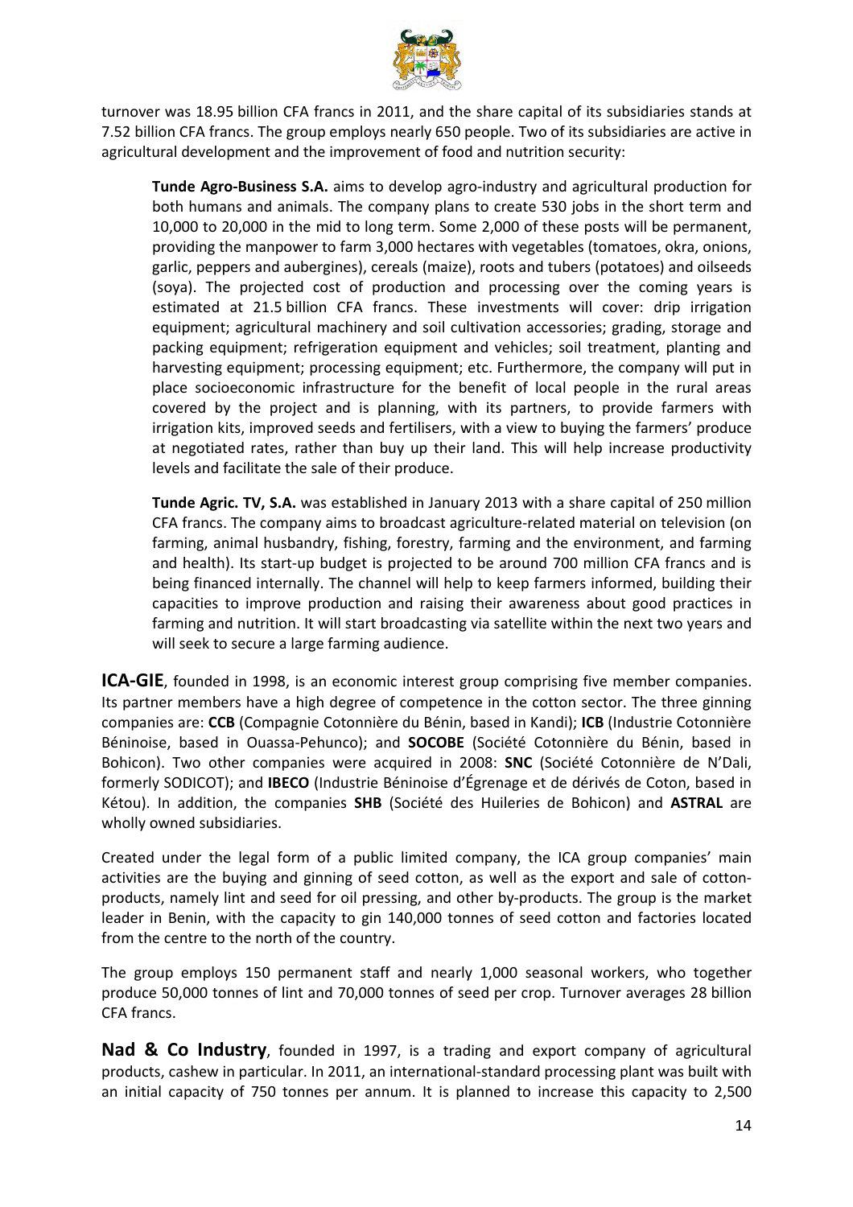turnover was 18.95 billion CFA francs in 2011, and the share capital of its subsidiaries stands at 7.52 billion CFA francs. The group employs nearly 650 people. Two of its subsidiaries are active in agricultural development and the improvement of food and nutrition security:

> **Tunde Agro-Business S.A.** aims to develop agro-industry and agricultural production for both humans and animals. The company plans to create 530 jobs in the short term and 10,000 to 20,000 in the mid to long term. Some 2,000 of these posts will be permanent, providing the manpower to farm 3,000 hectares with vegetables (tomatoes, okra, onions, garlic, peppers and aubergines), cereals (maize), roots and tubers (potatoes) and oilseeds (soya). The projected cost of production and processing over the coming years is estimated at 21.5 billion CFA francs. These investments will cover: drip irrigation equipment; agricultural machinery and soil cultivation accessories; grading, storage and packing equipment; refrigeration equipment and vehicles; soil treatment, planting and harvesting equipment; processing equipment; etc. Furthermore, the company will put in place socioeconomic infrastructure for the benefit of local people in the rural areas covered by the project and is planning, with its partners, to provide farmers with irrigation kits, improved seeds and fertilisers, with a view to buying the farmers' produce at negotiated rates, rather than buy up their land. This will help increase productivity levels and facilitate the sale of their produce.
>
> **Tunde Agric. TV, S.A.** was established in January 2013 with a share capital of 250 million CFA francs. The company aims to broadcast agriculture-related material on television (on farming, animal husbandry, fishing, forestry, farming and the environment, and farming and health). Its start-up budget is projected to be around 700 million CFA francs and is being financed internally. The channel will help to keep farmers informed, building their capacities to improve production and raising their awareness about good practices in farming and nutrition. It will start broadcasting via satellite within the next two years and will seek to secure a large farming audience.

**ICA-GIE**, founded in 1998, is an economic interest group comprising five member companies. Its partner members have a high degree of competence in the cotton sector. The three ginning companies are: **CCB** (Compagnie Cotonnière du Bénin, based in Kandi); **ICB** (Industrie Cotonnière Béninoise, based in Ouassa-Pehunco); and **SOCOBE** (Société Cotonnière du Bénin, based in Bohicon). Two other companies were acquired in 2008: **SNC** (Société Cotonnière de N'Dali, formerly SODICOT); and **IBECO** (Industrie Béninoise d'Égrenage et de dérivés de Coton, based in Kétou). In addition, the companies **SHB** (Société des Huileries de Bohicon) and **ASTRAL** are wholly owned subsidiaries.

Created under the legal form of a public limited company, the ICA group companies' main activities are the buying and ginning of seed cotton, as well as the export and sale of cotton-products, namely lint and seed for oil pressing, and other by-products. The group is the market leader in Benin, with the capacity to gin 140,000 tonnes of seed cotton and factories located from the centre to the north of the country.

The group employs 150 permanent staff and nearly 1,000 seasonal workers, who together produce 50,000 tonnes of lint and 70,000 tonnes of seed per crop. Turnover averages 28 billion CFA francs.

**Nad & Co Industry**, founded in 1997, is a trading and export company of agricultural products, cashew in particular. In 2011, an international-standard processing plant was built with an initial capacity of 750 tonnes per annum. It is planned to increase this capacity to 2,500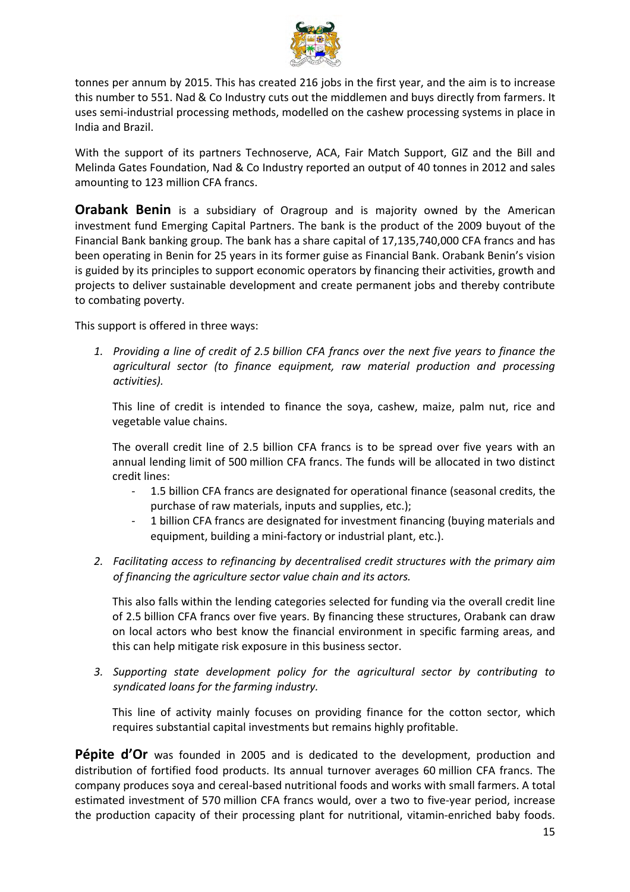tonnes per annum by 2015. This has created 216 jobs in the first year, and the aim is to increase this number to 551. Nad & Co Industry cuts out the middlemen and buys directly from farmers. It uses semi-industrial processing methods, modelled on the cashew processing systems in place in India and Brazil.

With the support of its partners Technoserve, ACA, Fair Match Support, GIZ and the Bill and Melinda Gates Foundation, Nad & Co Industry reported an output of 40 tonnes in 2012 and sales amounting to 123 million CFA francs.

**Orabank Benin** is a subsidiary of Oragroup and is majority owned by the American investment fund Emerging Capital Partners. The bank is the product of the 2009 buyout of the Financial Bank banking group. The bank has a share capital of 17,135,740,000 CFA francs and has been operating in Benin for 25 years in its former guise as Financial Bank. Orabank Benin's vision is guided by its principles to support economic operators by financing their activities, growth and projects to deliver sustainable development and create permanent jobs and thereby contribute to combating poverty.

This support is offered in three ways:

1. *Providing a line of credit of 2.5 billion CFA francs over the next five years to finance the agricultural sector (to finance equipment, raw material production and processing activities).*

   This line of credit is intended to finance the soya, cashew, maize, palm nut, rice and vegetable value chains.

   The overall credit line of 2.5 billion CFA francs is to be spread over five years with an annual lending limit of 500 million CFA francs. The funds will be allocated in two distinct credit lines:
   - 1.5 billion CFA francs are designated for operational finance (seasonal credits, the purchase of raw materials, inputs and supplies, etc.);
   - 1 billion CFA francs are designated for investment financing (buying materials and equipment, building a mini-factory or industrial plant, etc.).

2. *Facilitating access to refinancing by decentralised credit structures with the primary aim of financing the agriculture sector value chain and its actors.*

   This also falls within the lending categories selected for funding via the overall credit line of 2.5 billion CFA francs over five years. By financing these structures, Orabank can draw on local actors who best know the financial environment in specific farming areas, and this can help mitigate risk exposure in this business sector.

3. *Supporting state development policy for the agricultural sector by contributing to syndicated loans for the farming industry.*

   This line of activity mainly focuses on providing finance for the cotton sector, which requires substantial capital investments but remains highly profitable.

**Pépite d'Or** was founded in 2005 and is dedicated to the development, production and distribution of fortified food products. Its annual turnover averages 60 million CFA francs. The company produces soya and cereal-based nutritional foods and works with small farmers. A total estimated investment of 570 million CFA francs would, over a two to five-year period, increase the production capacity of their processing plant for nutritional, vitamin-enriched baby foods.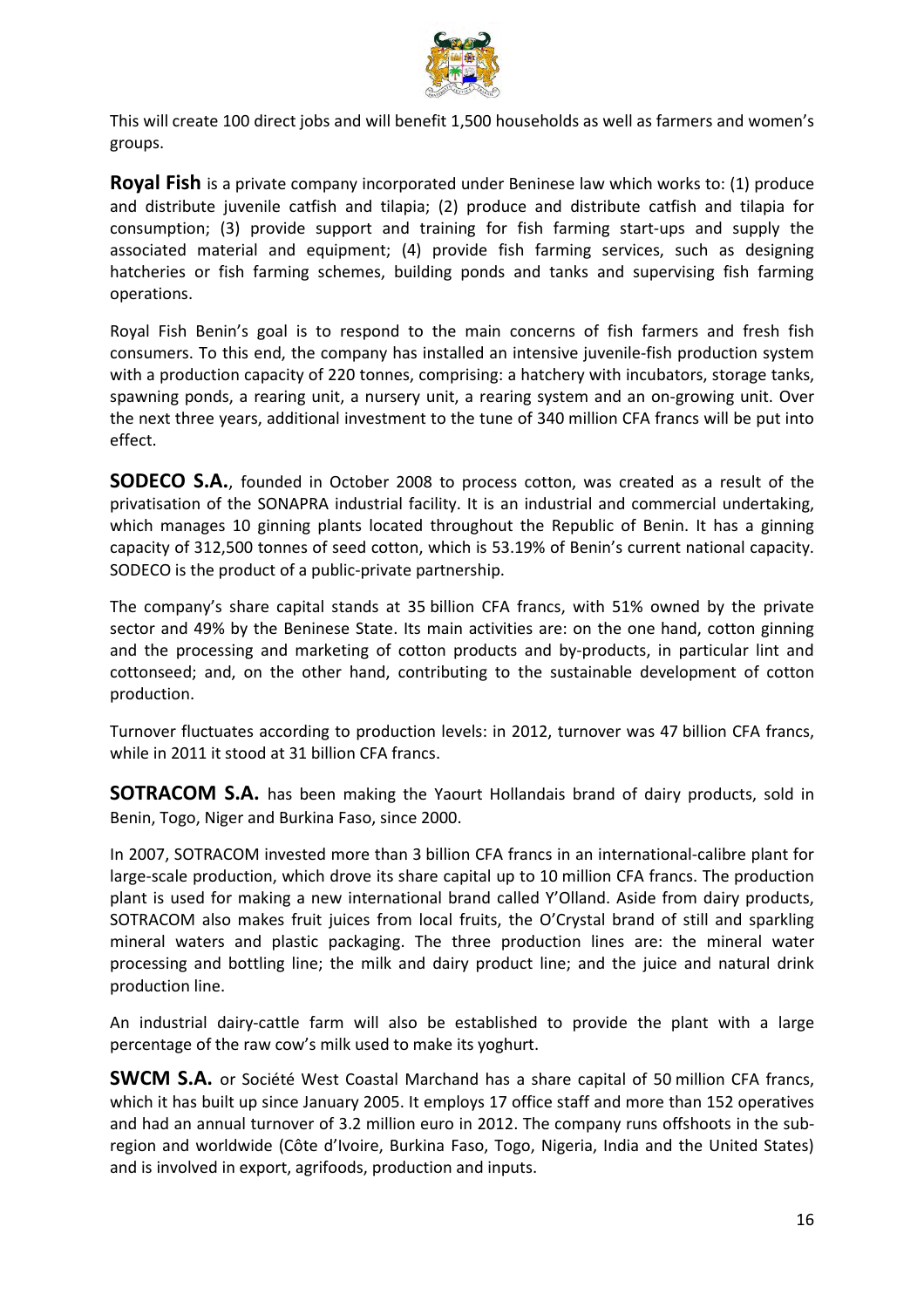This will create 100 direct jobs and will benefit 1,500 households as well as farmers and women's groups.

**Royal Fish** is a private company incorporated under Beninese law which works to: (1) produce and distribute juvenile catfish and tilapia; (2) produce and distribute catfish and tilapia for consumption; (3) provide support and training for fish farming start-ups and supply the associated material and equipment; (4) provide fish farming services, such as designing hatcheries or fish farming schemes, building ponds and tanks and supervising fish farming operations.

Royal Fish Benin's goal is to respond to the main concerns of fish farmers and fresh fish consumers. To this end, the company has installed an intensive juvenile-fish production system with a production capacity of 220 tonnes, comprising: a hatchery with incubators, storage tanks, spawning ponds, a rearing unit, a nursery unit, a rearing system and an on-growing unit. Over the next three years, additional investment to the tune of 340 million CFA francs will be put into effect.

**SODECO S.A.**, founded in October 2008 to process cotton, was created as a result of the privatisation of the SONAPRA industrial facility. It is an industrial and commercial undertaking, which manages 10 ginning plants located throughout the Republic of Benin. It has a ginning capacity of 312,500 tonnes of seed cotton, which is 53.19% of Benin's current national capacity. SODECO is the product of a public-private partnership.

The company's share capital stands at 35 billion CFA francs, with 51% owned by the private sector and 49% by the Beninese State. Its main activities are: on the one hand, cotton ginning and the processing and marketing of cotton products and by-products, in particular lint and cottonseed; and, on the other hand, contributing to the sustainable development of cotton production.

Turnover fluctuates according to production levels: in 2012, turnover was 47 billion CFA francs, while in 2011 it stood at 31 billion CFA francs.

**SOTRACOM S.A.** has been making the Yaourt Hollandais brand of dairy products, sold in Benin, Togo, Niger and Burkina Faso, since 2000.

In 2007, SOTRACOM invested more than 3 billion CFA francs in an international-calibre plant for large-scale production, which drove its share capital up to 10 million CFA francs. The production plant is used for making a new international brand called Y'Olland. Aside from dairy products, SOTRACOM also makes fruit juices from local fruits, the O'Crystal brand of still and sparkling mineral waters and plastic packaging. The three production lines are: the mineral water processing and bottling line; the milk and dairy product line; and the juice and natural drink production line.

An industrial dairy-cattle farm will also be established to provide the plant with a large percentage of the raw cow's milk used to make its yoghurt.

**SWCM S.A.** or Société West Coastal Marchand has a share capital of 50 million CFA francs, which it has built up since January 2005. It employs 17 office staff and more than 152 operatives and had an annual turnover of 3.2 million euro in 2012. The company runs offshoots in the sub-region and worldwide (Côte d'Ivoire, Burkina Faso, Togo, Nigeria, India and the United States) and is involved in export, agrifoods, production and inputs.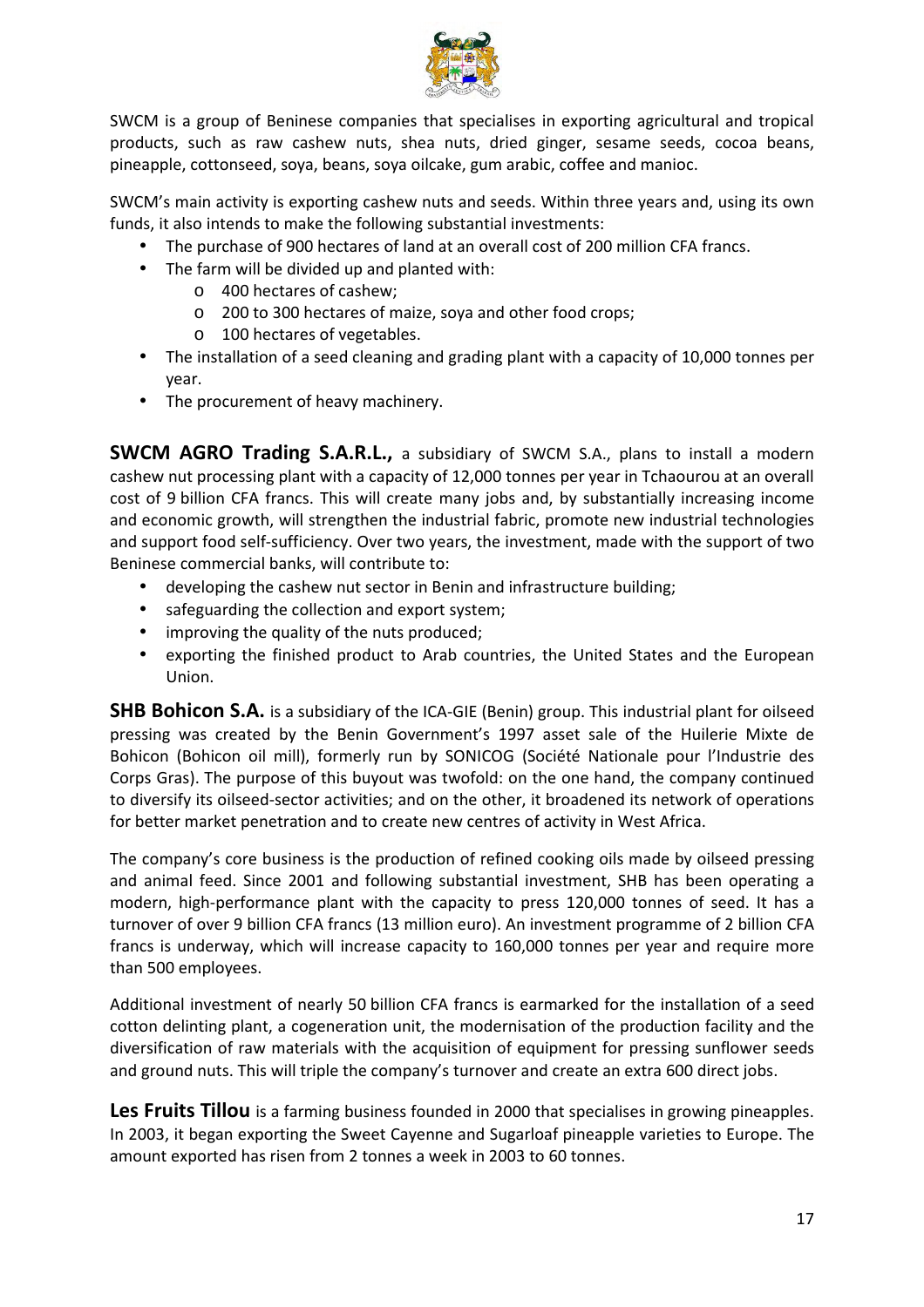SWCM is a group of Beninese companies that specialises in exporting agricultural and tropical products, such as raw cashew nuts, shea nuts, dried ginger, sesame seeds, cocoa beans, pineapple, cottonseed, soya, beans, soya oilcake, gum arabic, coffee and manioc.

SWCM's main activity is exporting cashew nuts and seeds. Within three years and, using its own funds, it also intends to make the following substantial investments:

- The purchase of 900 hectares of land at an overall cost of 200 million CFA francs.
- The farm will be divided up and planted with:
  - 400 hectares of cashew;
  - 200 to 300 hectares of maize, soya and other food crops;
  - 100 hectares of vegetables.
- The installation of a seed cleaning and grading plant with a capacity of 10,000 tonnes per year.
- The procurement of heavy machinery.

**SWCM AGRO Trading S.A.R.L.,** a subsidiary of SWCM S.A., plans to install a modern cashew nut processing plant with a capacity of 12,000 tonnes per year in Tchaourou at an overall cost of 9 billion CFA francs. This will create many jobs and, by substantially increasing income and economic growth, will strengthen the industrial fabric, promote new industrial technologies and support food self-sufficiency. Over two years, the investment, made with the support of two Beninese commercial banks, will contribute to:

- developing the cashew nut sector in Benin and infrastructure building;
- safeguarding the collection and export system;
- improving the quality of the nuts produced;
- exporting the finished product to Arab countries, the United States and the European Union.

**SHB Bohicon S.A.** is a subsidiary of the ICA-GIE (Benin) group. This industrial plant for oilseed pressing was created by the Benin Government's 1997 asset sale of the Huilerie Mixte de Bohicon (Bohicon oil mill), formerly run by SONICOG (Société Nationale pour l'Industrie des Corps Gras). The purpose of this buyout was twofold: on the one hand, the company continued to diversify its oilseed-sector activities; and on the other, it broadened its network of operations for better market penetration and to create new centres of activity in West Africa.

The company's core business is the production of refined cooking oils made by oilseed pressing and animal feed. Since 2001 and following substantial investment, SHB has been operating a modern, high-performance plant with the capacity to press 120,000 tonnes of seed. It has a turnover of over 9 billion CFA francs (13 million euro). An investment programme of 2 billion CFA francs is underway, which will increase capacity to 160,000 tonnes per year and require more than 500 employees.

Additional investment of nearly 50 billion CFA francs is earmarked for the installation of a seed cotton delinting plant, a cogeneration unit, the modernisation of the production facility and the diversification of raw materials with the acquisition of equipment for pressing sunflower seeds and ground nuts. This will triple the company's turnover and create an extra 600 direct jobs.

**Les Fruits Tillou** is a farming business founded in 2000 that specialises in growing pineapples. In 2003, it began exporting the Sweet Cayenne and Sugarloaf pineapple varieties to Europe. The amount exported has risen from 2 tonnes a week in 2003 to 60 tonnes.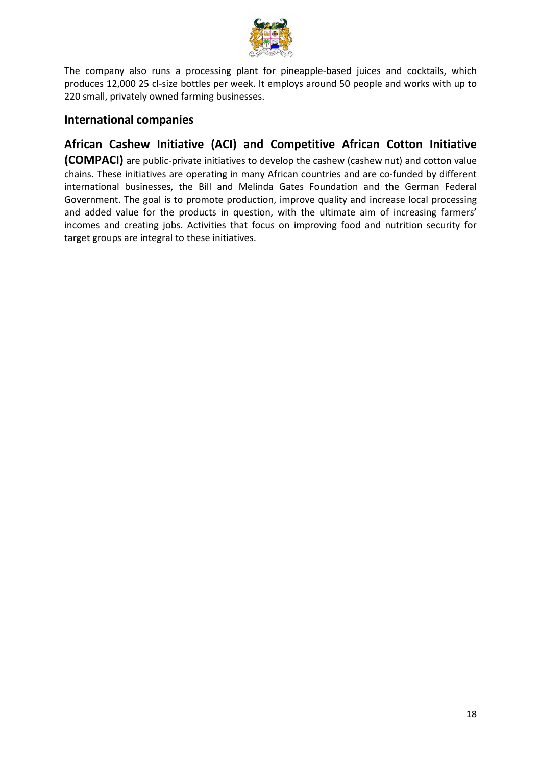The company also runs a processing plant for pineapple-based juices and cocktails, which produces 12,000 25 cl-size bottles per week. It employs around 50 people and works with up to 220 small, privately owned farming businesses.

## International companies

**African Cashew Initiative (ACI) and Competitive African Cotton Initiative (COMPACI)** are public-private initiatives to develop the cashew (cashew nut) and cotton value chains. These initiatives are operating in many African countries and are co-funded by different international businesses, the Bill and Melinda Gates Foundation and the German Federal Government. The goal is to promote production, improve quality and increase local processing and added value for the products in question, with the ultimate aim of increasing farmers' incomes and creating jobs. Activities that focus on improving food and nutrition security for target groups are integral to these initiatives.